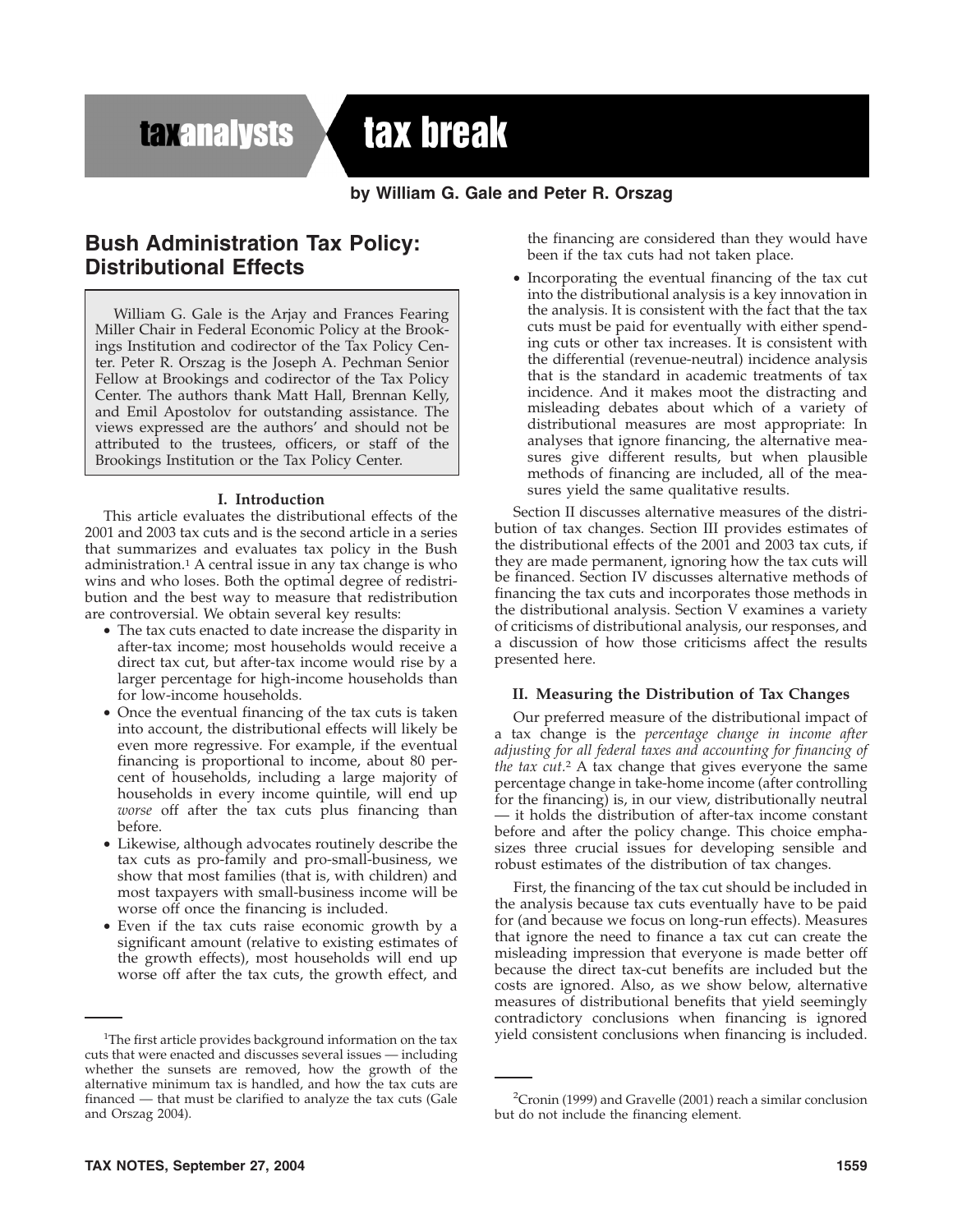taxanalysts | tax break

**by William G. Gale and Peter R. Orszag**

# Bush Administration Tax Policy: Distributional Effects

William G. Gale is the Arjay and Frances Fearing Miller Chair in Federal Economic Policy at the Brookings Institution and codirector of the Tax Policy Center. Peter R. Orszag is the Joseph A. Pechman Senior Fellow at Brookings and codirector of the Tax Policy Center. The authors thank Matt Hall, Brennan Kelly, and Emil Apostolov for outstanding assistance. The views expressed are the authors' and should not be attributed to the trustees, officers, or staff of the Brookings Institution or the Tax Policy Center.

## I. Introduction

This article evaluates the distributional effects of the 2001 and 2003 tax cuts and is the second article in a series that summarizes and evaluates tax policy in the Bush administration.[1] A central issue in any tax change is who wins and who loses. Both the optimal degree of redistribution and the best way to measure that redistribution are controversial. We obtain several key results:

- The tax cuts enacted to date increase the disparity in after-tax income; most households would receive a direct tax cut, but after-tax income would rise by a larger percentage for high-income households than for low-income households.
- Once the eventual financing of the tax cuts is taken into account, the distributional effects will likely be even more regressive. For example, if the eventual financing is proportional to income, about 80 percent of households, including a large majority of households in every income quintile, will end up *worse* off after the tax cuts plus financing than before.
- Likewise, although advocates routinely describe the tax cuts as pro-family and pro-small-business, we show that most families (that is, with children) and most taxpayers with small-business income will be worse off once the financing is included.
- Even if the tax cuts raise economic growth by a significant amount (relative to existing estimates of the growth effects), most households will end up worse off after the tax cuts, the growth effect, and the financing are considered than they would have been if the tax cuts had not taken place.
- Incorporating the eventual financing of the tax cut into the distributional analysis is a key innovation in the analysis. It is consistent with the fact that the tax cuts must be paid for eventually with either spending cuts or other tax increases. It is consistent with the differential (revenue-neutral) incidence analysis that is the standard in academic treatments of tax incidence. And it makes moot the distracting and misleading debates about which of a variety of distributional measures are most appropriate: In analyses that ignore financing, the alternative measures give different results, but when plausible methods of financing are included, all of the measures yield the same qualitative results.

Section II discusses alternative measures of the distribution of tax changes. Section III provides estimates of the distributional effects of the 2001 and 2003 tax cuts, if they are made permanent, ignoring how the tax cuts will be financed. Section IV discusses alternative methods of financing the tax cuts and incorporates those methods in the distributional analysis. Section V examines a variety of criticisms of distributional analysis, our responses, and a discussion of how those criticisms affect the results presented here.

## II. Measuring the Distribution of Tax Changes

Our preferred measure of the distributional impact of a tax change is the *percentage change in income after adjusting for all federal taxes and accounting for financing of the tax cut*.[2] A tax change that gives everyone the same percentage change in take-home income (after controlling for the financing) is, in our view, distributionally neutral — it holds the distribution of after-tax income constant before and after the policy change. This choice emphasizes three crucial issues for developing sensible and robust estimates of the distribution of tax changes.

First, the financing of the tax cut should be included in the analysis because tax cuts eventually have to be paid for (and because we focus on long-run effects). Measures that ignore the need to finance a tax cut can create the misleading impression that everyone is made better off because the direct tax-cut benefits are included but the costs are ignored. Also, as we show below, alternative measures of distributional benefits that yield seemingly contradictory conclusions when financing is ignored yield consistent conclusions when financing is included.

---

[1]The first article provides background information on the tax cuts that were enacted and discusses several issues — including whether the sunsets are removed, how the growth of the alternative minimum tax is handled, and how the tax cuts are financed — that must be clarified to analyze the tax cuts (Gale and Orszag 2004).

[2]Cronin (1999) and Gravelle (2001) reach a similar conclusion but do not include the financing element.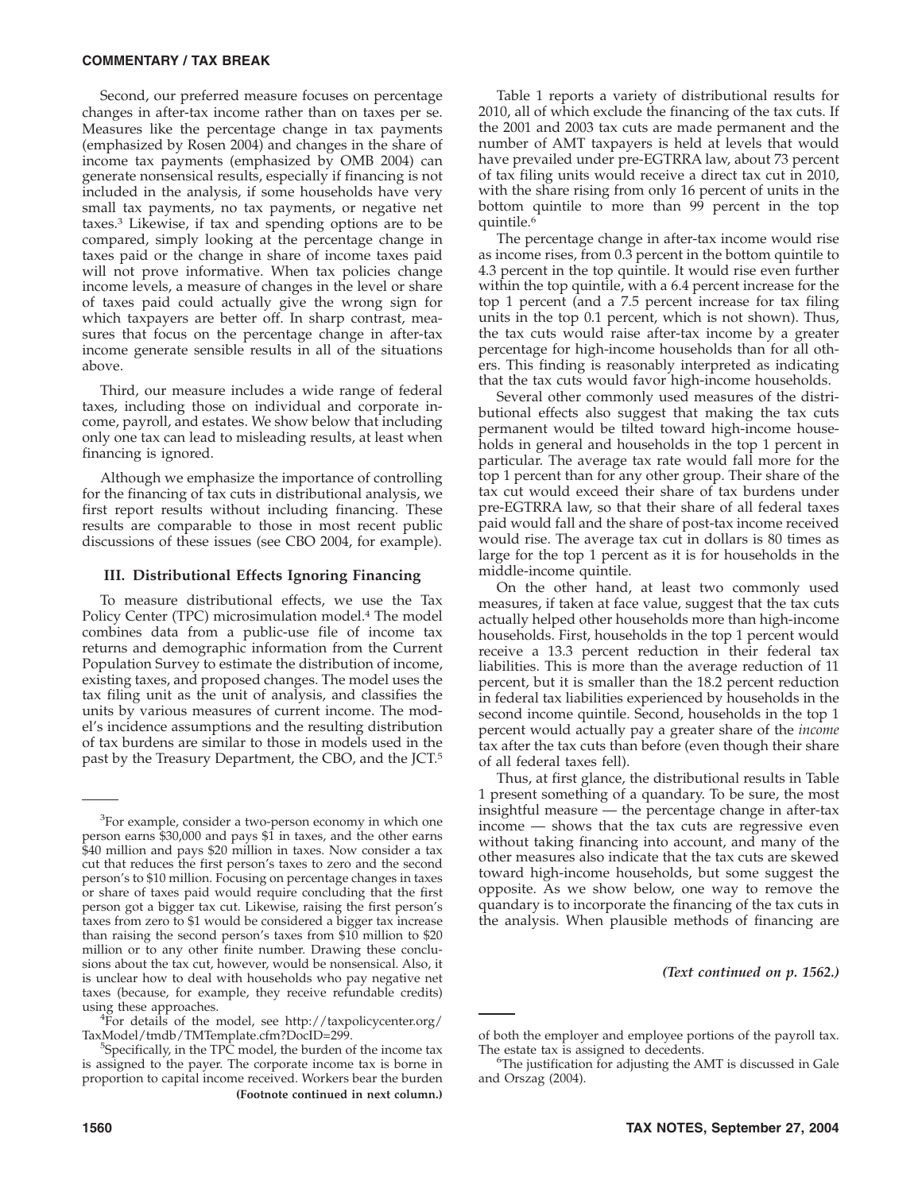Second, our preferred measure focuses on percentage changes in after-tax income rather than on taxes per se. Measures like the percentage change in tax payments (emphasized by Rosen 2004) and changes in the share of income tax payments (emphasized by OMB 2004) can generate nonsensical results, especially if financing is not included in the analysis, if some households have very small tax payments, no tax payments, or negative net taxes.[3] Likewise, if tax and spending options are to be compared, simply looking at the percentage change in taxes paid or the change in share of income taxes paid will not prove informative. When tax policies change income levels, a measure of changes in the level or share of taxes paid could actually give the wrong sign for which taxpayers are better off. In sharp contrast, measures that focus on the percentage change in after-tax income generate sensible results in all of the situations above.

Third, our measure includes a wide range of federal taxes, including those on individual and corporate income, payroll, and estates. We show below that including only one tax can lead to misleading results, at least when financing is ignored.

Although we emphasize the importance of controlling for the financing of tax cuts in distributional analysis, we first report results without including financing. These results are comparable to those in most recent public discussions of these issues (see CBO 2004, for example).

## III. Distributional Effects Ignoring Financing

To measure distributional effects, we use the Tax Policy Center (TPC) microsimulation model.[4] The model combines data from a public-use file of income tax returns and demographic information from the Current Population Survey to estimate the distribution of income, existing taxes, and proposed changes. The model uses the tax filing unit as the unit of analysis, and classifies the units by various measures of current income. The model's incidence assumptions and the resulting distribution of tax burdens are similar to those in models used in the past by the Treasury Department, the CBO, and the JCT.[5]

Table 1 reports a variety of distributional results for 2010, all of which exclude the financing of the tax cuts. If the 2001 and 2003 tax cuts are made permanent and the number of AMT taxpayers is held at levels that would have prevailed under pre-EGTRRA law, about 73 percent of tax filing units would receive a direct tax cut in 2010, with the share rising from only 16 percent of units in the bottom quintile to more than 99 percent in the top quintile.[6]

The percentage change in after-tax income would rise as income rises, from 0.3 percent in the bottom quintile to 4.3 percent in the top quintile. It would rise even further within the top quintile, with a 6.4 percent increase for the top 1 percent (and a 7.5 percent increase for tax filing units in the top 0.1 percent, which is not shown). Thus, the tax cuts would raise after-tax income by a greater percentage for high-income households than for all others. This finding is reasonably interpreted as indicating that the tax cuts would favor high-income households.

Several other commonly used measures of the distributional effects also suggest that making the tax cuts permanent would be tilted toward high-income households in general and households in the top 1 percent in particular. The average tax rate would fall more for the top 1 percent than for any other group. Their share of the tax cut would exceed their share of tax burdens under pre-EGTRRA law, so that their share of all federal taxes paid would fall and the share of post-tax income received would rise. The average tax cut in dollars is 80 times as large for the top 1 percent as it is for households in the middle-income quintile.

On the other hand, at least two commonly used measures, if taken at face value, suggest that the tax cuts actually helped other households more than high-income households. First, households in the top 1 percent would receive a 13.3 percent reduction in their federal tax liabilities. This is more than the average reduction of 11 percent, but it is smaller than the 18.2 percent reduction in federal tax liabilities experienced by households in the second income quintile. Second, households in the top 1 percent would actually pay a greater share of the *income* tax after the tax cuts than before (even though their share of all federal taxes fell).

Thus, at first glance, the distributional results in Table 1 present something of a quandary. To be sure, the most insightful measure — the percentage change in after-tax income — shows that the tax cuts are regressive even without taking financing into account, and many of the other measures also indicate that the tax cuts are skewed toward high-income households, but some suggest the opposite. As we show below, one way to remove the quandary is to incorporate the financing of the tax cuts in the analysis. When plausible methods of financing are

***(Text continued on p. 1562.)***

---

[3] For example, consider a two-person economy in which one person earns $30,000 and pays $1 in taxes, and the other earns $40 million and pays $20 million in taxes. Now consider a tax cut that reduces the first person's taxes to zero and the second person's to $10 million. Focusing on percentage changes in taxes or share of taxes paid would require concluding that the first person got a bigger tax cut. Likewise, raising the first person's taxes from zero to $1 would be considered a bigger tax increase than raising the second person's taxes from $10 million to $20 million or to any other finite number. Drawing these conclusions about the tax cut, however, would be nonsensical. Also, it is unclear how to deal with households who pay negative net taxes (because, for example, they receive refundable credits) using these approaches.

[4] For details of the model, see http://taxpolicycenter.org/TaxModel/tmdb/TMTemplate.cfm?DocID=299.

[5] Specifically, in the TPC model, the burden of the income tax is assigned to the payer. The corporate income tax is borne in proportion to capital income received. Workers bear the burden of both the employer and employee portions of the payroll tax. The estate tax is assigned to decedents.

[6] The justification for adjusting the AMT is discussed in Gale and Orszag (2004).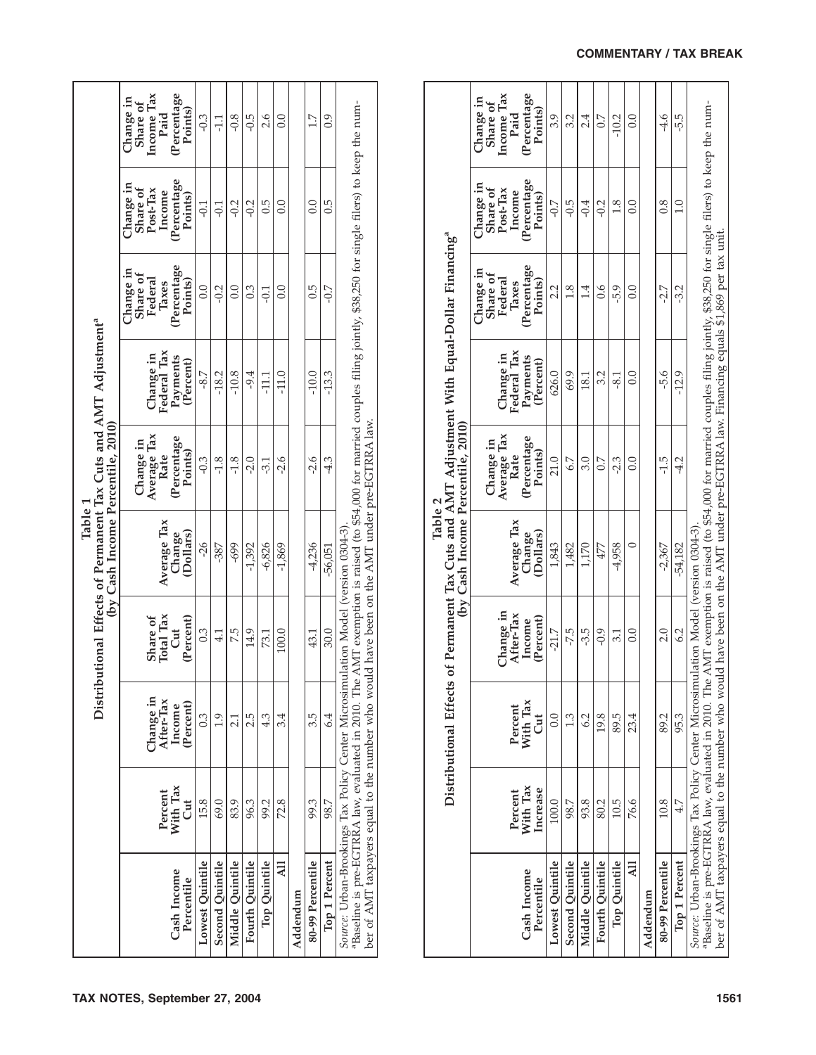**Table 1**
**Distributional Effects of Permanent Tax Cuts and AMT Adjustment[a]**
**(by Cash Income Percentile, 2010)**

| Cash Income Percentile | Percent With Tax Cut | Change in After-Tax Income (Percent) | Share of Total Tax Cut (Percent) | Average Tax Change (Dollars) | Change in Average Tax Rate (Percentage Points) | Change in Federal Tax Payments (Percent) | Change in Share of Federal Taxes (Percentage Points) | Change in Share of Post-Tax Income (Percentage Points) | Change in Share of Income Tax Paid (Percentage Points) |
|---|---|---|---|---|---|---|---|---|---|
| Lowest Quintile | 15.8 | 0.3 | 0.3 | -26 | -0.3 | -8.7 | 0.0 | -0.1 | -0.3 |
| Second Quintile | 69.0 | 1.9 | 4.1 | -387 | -1.8 | -18.2 | -0.2 | -0.1 | -1.1 |
| Middle Quintile | 83.9 | 2.1 | 7.5 | -699 | -1.8 | -10.8 | 0.0 | -0.2 | -0.8 |
| Fourth Quintile | 96.3 | 2.5 | 14.9 | -1,392 | -2.0 | -9.4 | 0.3 | -0.2 | -0.5 |
| Top Quintile | 99.2 | 4.3 | 73.1 | -6,826 | -3.1 | -11.1 | -0.1 | 0.5 | 2.6 |
| All | 72.8 | 3.4 | 100.0 | -1,869 | -2.6 | -11.0 | 0.0 | 0.0 | 0.0 |
| Addendum | | | | | | | | | |
| 80-99 Percentile | 99.3 | 3.5 | 43.1 | -4,236 | -2.6 | -10.0 | 0.5 | 0.0 | 1.7 |
| Top 1 Percent | 98.7 | 6.4 | 30.0 | -56,051 | -4.3 | -13.3 | -0.7 | 0.5 | 0.9 |

*Source*: Urban-Brookings Tax Policy Center Microsimulation Model (version 0304-3).

[a]Baseline is pre-EGTRRA law, evaluated in 2010. The AMT exemption is raised (to $54,000 for married couples filing jointly, $38,250 for single filers) to keep the number of AMT taxpayers equal to the number who would have been on the AMT under pre-EGTRRA law.

**Table 2**
**Distributional Effects of Permanent Tax Cuts and AMT Adjustment With Equal-Dollar Financing[a]**
**(by Cash Income Percentile, 2010)**

| Cash Income Percentile | Percent With Tax Increase | Percent With Tax Cut | Change in After-Tax Income (Percent) | Average Tax Change (Dollars) | Change in Average Tax Rate (Percentage Points) | Change in Federal Tax Payments (Percent) | Change in Share of Federal Taxes (Percentage Points) | Change in Share of Post-Tax Income (Percentage Points) | Change in Share of Income Tax Paid (Percentage Points) |
|---|---|---|---|---|---|---|---|---|---|
| Lowest Quintile | 100.0 | 0.0 | -21.7 | 1,843 | 21.0 | 626.0 | 2.2 | -0.7 | 3.9 |
| Second Quintile | 98.7 | 1.3 | -7.5 | 1,482 | 6.7 | 69.9 | 1.8 | -0.5 | 3.2 |
| Middle Quintile | 93.8 | 6.2 | -3.5 | 1,170 | 3.0 | 18.1 | 1.4 | -0.4 | 2.4 |
| Fourth Quintile | 80.2 | 19.8 | -0.9 | 477 | 0.7 | 3.2 | 0.6 | -0.2 | 0.7 |
| Top Quintile | 10.5 | 89.5 | 3.1 | -4,958 | -2.3 | -8.1 | -5.9 | 1.8 | -10.2 |
| All | 76.6 | 23.4 | 0.0 | 0 | 0.0 | 0.0 | 0.0 | 0.0 | 0.0 |
| Addendum | | | | | | | | | |
| 80-99 Percentile | 10.8 | 89.2 | 2.0 | -2,367 | -1.5 | -5.6 | -2.7 | 0.8 | -4.6 |
| Top 1 Percent | 4.7 | 95.3 | 6.2 | -54,182 | -4.2 | -12.9 | -3.2 | 1.0 | -5.5 |

*Source*: Urban-Brookings Tax Policy Center Microsimulation Model (version 0304-3).

[a]Baseline is pre-EGTRRA law, evaluated in 2010. The AMT exemption is raised (to $54,000 for married couples filing jointly, $38,250 for single filers) to keep the number of AMT taxpayers equal to the number who would have been on the AMT under pre-EGTRRA law. Financing equals $1,869 per tax unit.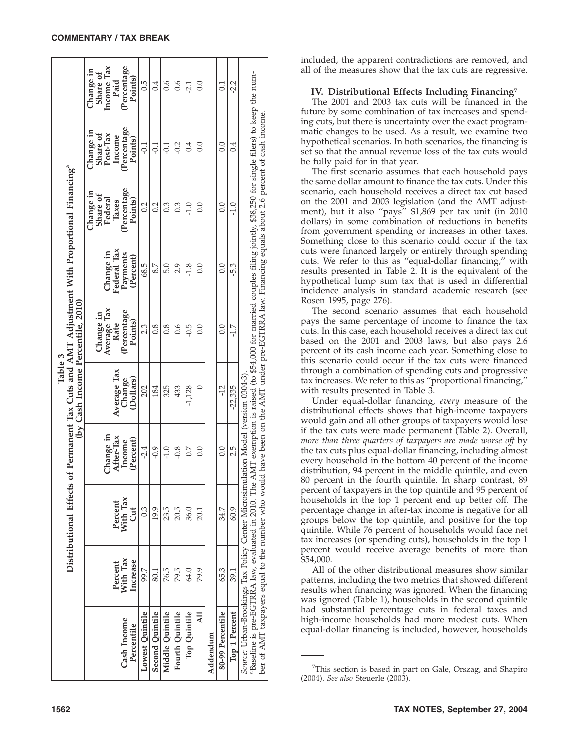**Table 3**
**Distributional Effects of Permanent Tax Cuts and AMT Adjustment With Proportional Financing[a]**
**(by Cash Income Percentile, 2010)**

| Cash Income Percentile | Percent With Tax Increase | Percent With Tax Cut | Change in After-Tax Income (Percent) | Average Tax Change (Dollars) | Change in Average Tax Rate (Percentage Points) | Change in Federal Tax Payments (Percent) | Change in Share of Federal Taxes (Percentage Points) | Change in Share of Post-Tax Income (Percentage Points) | Change in Share of Income Tax Paid (Percentage Points) |
|---|---|---|---|---|---|---|---|---|---|
| Lowest Quintile | 99.7 | 0.3 | -2.4 | 202 | 2.3 | 68.5 | 0.2 | -0.1 | 0.5 |
| Second Quintile | 80.1 | 19.9 | -0.9 | 184 | 0.8 | 8.7 | 0.2 | -0.1 | 0.4 |
| Middle Quintile | 76.5 | 23.5 | -1.0 | 325 | 0.8 | 5.0 | 0.3 | -0.1 | 0.6 |
| Fourth Quintile | 79.5 | 20.5 | -0.8 | 433 | 0.6 | 2.9 | 0.3 | -0.2 | 0.6 |
| Top Quintile | 64.0 | 36.0 | 0.7 | -1,128 | -0.5 | -1.8 | -1.0 | 0.4 | -2.1 |
| All | 79.9 | 20.1 | 0.0 | 0 | 0.0 | 0.0 | 0.0 | 0.0 | 0.0 |
| Addendum | | | | | | | | | |
| 80-99 Percentile | 65.3 | 34.7 | 0.0 | -12 | 0.0 | 0.0 | 0.0 | 0.0 | 0.1 |
| Top 1 Percent | 39.1 | 60.9 | 2.5 | -22,335 | -1.7 | -5.3 | -1.0 | 0.4 | -2.2 |

*Source:* Urban-Brookings Tax Policy Center Microsimulation Model (version 0304-3).
[a]Baseline is pre-EGTRRA law, evaluated in 2010. The AMT exemption is raised (to $54,000 for married couples filing jointly, $38,250 for single filers) to keep the number of AMT taxpayers equal to the number who would have been on the AMT under pre-EGTRRA law. Financing equals about 2.6 percent of cash income.

included, the apparent contradictions are removed, and all of the measures show that the tax cuts are regressive.

## IV. Distributional Effects Including Financing[7]

The 2001 and 2003 tax cuts will be financed in the future by some combination of tax increases and spending cuts, but there is uncertainty over the exact programmatic changes to be used. As a result, we examine two hypothetical scenarios. In both scenarios, the financing is set so that the annual revenue loss of the tax cuts would be fully paid for in that year.

The first scenario assumes that each household pays the same dollar amount to finance the tax cuts. Under this scenario, each household receives a direct tax cut based on the 2001 and 2003 legislation (and the AMT adjustment), but it also "pays" $1,869 per tax unit (in 2010 dollars) in some combination of reductions in benefits from government spending or increases in other taxes. Something close to this scenario could occur if the tax cuts were financed largely or entirely through spending cuts. We refer to this as "equal-dollar financing," with results presented in Table 2. It is the equivalent of the hypothetical lump sum tax that is used in differential incidence analysis in standard academic research (see Rosen 1995, page 276).

The second scenario assumes that each household pays the same percentage of income to finance the tax cuts. In this case, each household receives a direct tax cut based on the 2001 and 2003 laws, but also pays 2.6 percent of its cash income each year. Something close to this scenario could occur if the tax cuts were financed through a combination of spending cuts and progressive tax increases. We refer to this as "proportional financing," with results presented in Table 3.

Under equal-dollar financing, *every* measure of the distributional effects shows that high-income taxpayers would gain and all other groups of taxpayers would lose if the tax cuts were made permanent (Table 2). Overall, *more than three quarters of taxpayers are made worse off* by the tax cuts plus equal-dollar financing, including almost every household in the bottom 40 percent of the income distribution, 94 percent in the middle quintile, and even 80 percent in the fourth quintile. In sharp contrast, 89 percent of taxpayers in the top quintile and 95 percent of households in the top 1 percent end up better off. The percentage change in after-tax income is negative for all groups below the top quintile, and positive for the top quintile. While 76 percent of households would face net tax increases (or spending cuts), households in the top 1 percent would receive average benefits of more than $54,000.

All of the other distributional measures show similar patterns, including the two metrics that showed different results when financing was ignored. When the financing was ignored (Table 1), households in the second quintile had substantial percentage cuts in federal taxes and high-income households had more modest cuts. When equal-dollar financing is included, however, households

---

[7]This section is based in part on Gale, Orszag, and Shapiro (2004). *See also* Steuerle (2003).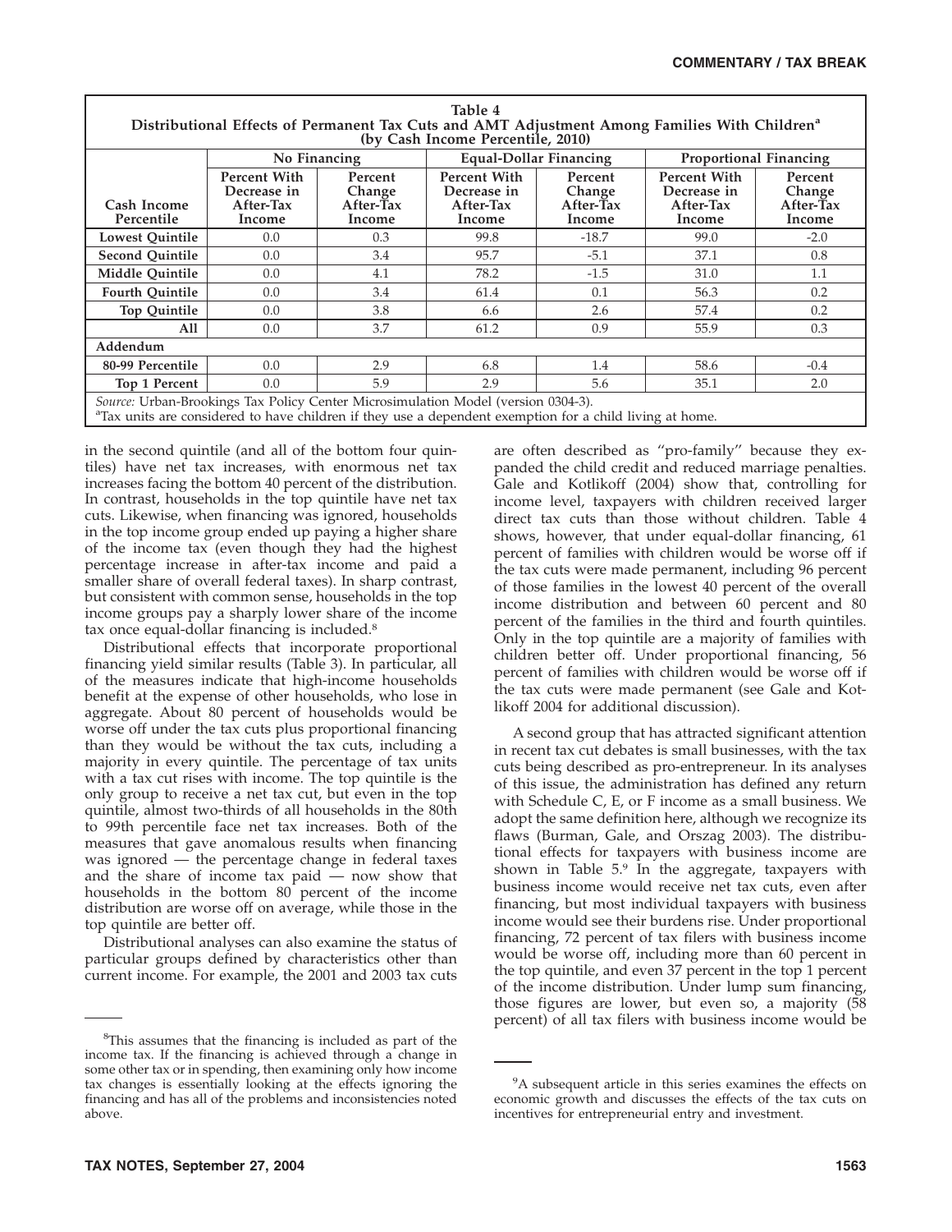**Table 4**
**Distributional Effects of Permanent Tax Cuts and AMT Adjustment Among Families With Children[a]**
**(by Cash Income Percentile, 2010)**

| Cash Income Percentile | No Financing | | Equal-Dollar Financing | | Proportional Financing | |
|---|---|---|---|---|---|---|
| | Percent With Decrease in After-Tax Income | Percent Change After-Tax Income | Percent With Decrease in After-Tax Income | Percent Change After-Tax Income | Percent With Decrease in After-Tax Income | Percent Change After-Tax Income |
| **Lowest Quintile** | 0.0 | 0.3 | 99.8 | -18.7 | 99.0 | -2.0 |
| **Second Quintile** | 0.0 | 3.4 | 95.7 | -5.1 | 37.1 | 0.8 |
| **Middle Quintile** | 0.0 | 4.1 | 78.2 | -1.5 | 31.0 | 1.1 |
| **Fourth Quintile** | 0.0 | 3.4 | 61.4 | 0.1 | 56.3 | 0.2 |
| **Top Quintile** | 0.0 | 3.8 | 6.6 | 2.6 | 57.4 | 0.2 |
| **All** | 0.0 | 3.7 | 61.2 | 0.9 | 55.9 | 0.3 |
| **Addendum** | | | | | | |
| **80-99 Percentile** | 0.0 | 2.9 | 6.8 | 1.4 | 58.6 | -0.4 |
| **Top 1 Percent** | 0.0 | 5.9 | 2.9 | 5.6 | 35.1 | 2.0 |

*Source:* Urban-Brookings Tax Policy Center Microsimulation Model (version 0304-3).
[a]Tax units are considered to have children if they use a dependent exemption for a child living at home.

in the second quintile (and all of the bottom four quintiles) have net tax increases, with enormous net tax increases facing the bottom 40 percent of the distribution. In contrast, households in the top quintile have net tax cuts. Likewise, when financing was ignored, households in the top income group ended up paying a higher share of the income tax (even though they had the highest percentage increase in after-tax income and paid a smaller share of overall federal taxes). In sharp contrast, but consistent with common sense, households in the top income groups pay a sharply lower share of the income tax once equal-dollar financing is included.[8]

Distributional effects that incorporate proportional financing yield similar results (Table 3). In particular, all of the measures indicate that high-income households benefit at the expense of other households, who lose in aggregate. About 80 percent of households would be worse off under the tax cuts plus proportional financing than they would be without the tax cuts, including a majority in every quintile. The percentage of tax units with a tax cut rises with income. The top quintile is the only group to receive a net tax cut, but even in the top quintile, almost two-thirds of all households in the 80th to 99th percentile face net tax increases. Both of the measures that gave anomalous results when financing was ignored — the percentage change in federal taxes and the share of income tax paid — now show that households in the bottom 80 percent of the income distribution are worse off on average, while those in the top quintile are better off.

Distributional analyses can also examine the status of particular groups defined by characteristics other than current income. For example, the 2001 and 2003 tax cuts are often described as "pro-family" because they expanded the child credit and reduced marriage penalties. Gale and Kotlikoff (2004) show that, controlling for income level, taxpayers with children received larger direct tax cuts than those without children. Table 4 shows, however, that under equal-dollar financing, 61 percent of families with children would be worse off if the tax cuts were made permanent, including 96 percent of those families in the lowest 40 percent of the overall income distribution and between 60 percent and 80 percent of the families in the third and fourth quintiles. Only in the top quintile are a majority of families with children better off. Under proportional financing, 56 percent of families with children would be worse off if the tax cuts were made permanent (see Gale and Kotlikoff 2004 for additional discussion).

A second group that has attracted significant attention in recent tax cut debates is small businesses, with the tax cuts being described as pro-entrepreneur. In its analyses of this issue, the administration has defined any return with Schedule C, E, or F income as a small business. We adopt the same definition here, although we recognize its flaws (Burman, Gale, and Orszag 2003). The distributional effects for taxpayers with business income are shown in Table 5.[9] In the aggregate, taxpayers with business income would receive net tax cuts, even after financing, but most individual taxpayers with business income would see their burdens rise. Under proportional financing, 72 percent of tax filers with business income would be worse off, including more than 60 percent in the top quintile, and even 37 percent in the top 1 percent of the income distribution. Under lump sum financing, those figures are lower, but even so, a majority (58 percent) of all tax filers with business income would be

[8]This assumes that the financing is included as part of the income tax. If the financing is achieved through a change in some other tax or in spending, then examining only how income tax changes is essentially looking at the effects ignoring the financing and has all of the problems and inconsistencies noted above.

[9]A subsequent article in this series examines the effects on economic growth and discusses the effects of the tax cuts on incentives for entrepreneurial entry and investment.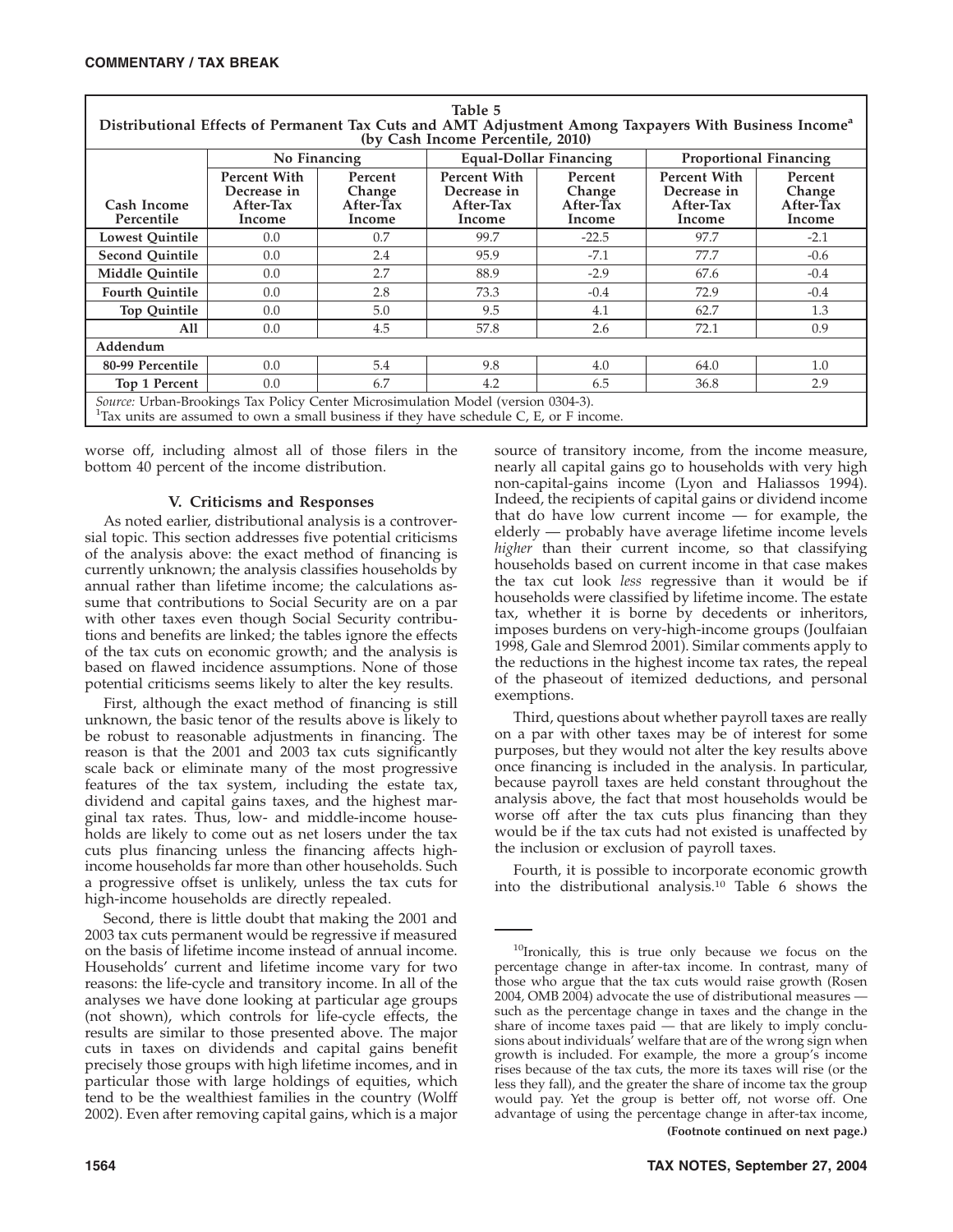**Table 5**
**Distributional Effects of Permanent Tax Cuts and AMT Adjustment Among Taxpayers With Business Income[a] (by Cash Income Percentile, 2010)**

| Cash Income Percentile | No Financing | | Equal-Dollar Financing | | Proportional Financing | |
|---|---|---|---|---|---|---|
| | Percent With Decrease in After-Tax Income | Percent Change After-Tax Income | Percent With Decrease in After-Tax Income | Percent Change After-Tax Income | Percent With Decrease in After-Tax Income | Percent Change After-Tax Income |
| Lowest Quintile | 0.0 | 0.7 | 99.7 | -22.5 | 97.7 | -2.1 |
| Second Quintile | 0.0 | 2.4 | 95.9 | -7.1 | 77.7 | -0.6 |
| Middle Quintile | 0.0 | 2.7 | 88.9 | -2.9 | 67.6 | -0.4 |
| Fourth Quintile | 0.0 | 2.8 | 73.3 | -0.4 | 72.9 | -0.4 |
| Top Quintile | 0.0 | 5.0 | 9.5 | 4.1 | 62.7 | 1.3 |
| All | 0.0 | 4.5 | 57.8 | 2.6 | 72.1 | 0.9 |
| **Addendum** | | | | | | |
| 80-99 Percentile | 0.0 | 5.4 | 9.8 | 4.0 | 64.0 | 1.0 |
| Top 1 Percent | 0.0 | 6.7 | 4.2 | 6.5 | 36.8 | 2.9 |

*Source:* Urban-Brookings Tax Policy Center Microsimulation Model (version 0304-3).
[1]Tax units are assumed to own a small business if they have schedule C, E, or F income.

worse off, including almost all of those filers in the bottom 40 percent of the income distribution.

## V. Criticisms and Responses

As noted earlier, distributional analysis is a controversial topic. This section addresses five potential criticisms of the analysis above: the exact method of financing is currently unknown; the analysis classifies households by annual rather than lifetime income; the calculations assume that contributions to Social Security are on a par with other taxes even though Social Security contributions and benefits are linked; the tables ignore the effects of the tax cuts on economic growth; and the analysis is based on flawed incidence assumptions. None of those potential criticisms seems likely to alter the key results.

First, although the exact method of financing is still unknown, the basic tenor of the results above is likely to be robust to reasonable adjustments in financing. The reason is that the 2001 and 2003 tax cuts significantly scale back or eliminate many of the most progressive features of the tax system, including the estate tax, dividend and capital gains taxes, and the highest marginal tax rates. Thus, low- and middle-income households are likely to come out as net losers under the tax cuts plus financing unless the financing affects high-income households far more than other households. Such a progressive offset is unlikely, unless the tax cuts for high-income households are directly repealed.

Second, there is little doubt that making the 2001 and 2003 tax cuts permanent would be regressive if measured on the basis of lifetime income instead of annual income. Households' current and lifetime income vary for two reasons: the life-cycle and transitory income. In all of the analyses we have done looking at particular age groups (not shown), which controls for life-cycle effects, the results are similar to those presented above. The major cuts in taxes on dividends and capital gains benefit precisely those groups with high lifetime incomes, and in particular those with large holdings of equities, which tend to be the wealthiest families in the country (Wolff 2002). Even after removing capital gains, which is a major source of transitory income, from the income measure, nearly all capital gains go to households with very high non-capital-gains income (Lyon and Haliassos 1994). Indeed, the recipients of capital gains or dividend income that do have low current income — for example, the elderly — probably have average lifetime income levels *higher* than their current income, so that classifying households based on current income in that case makes the tax cut look *less* regressive than it would be if households were classified by lifetime income. The estate tax, whether it is borne by decedents or inheritors, imposes burdens on very-high-income groups (Joulfaian 1998, Gale and Slemrod 2001). Similar comments apply to the reductions in the highest income tax rates, the repeal of the phaseout of itemized deductions, and personal exemptions.

Third, questions about whether payroll taxes are really on a par with other taxes may be of interest for some purposes, but they would not alter the key results above once financing is included in the analysis. In particular, because payroll taxes are held constant throughout the analysis above, the fact that most households would be worse off after the tax cuts plus financing than they would be if the tax cuts had not existed is unaffected by the inclusion or exclusion of payroll taxes.

Fourth, it is possible to incorporate economic growth into the distributional analysis.[10] Table 6 shows the

[10]Ironically, this is true only because we focus on the percentage change in after-tax income. In contrast, many of those who argue that the tax cuts would raise growth (Rosen 2004, OMB 2004) advocate the use of distributional measures — such as the percentage change in taxes and the change in the share of income taxes paid — that are likely to imply conclusions about individuals' welfare that are of the wrong sign when growth is included. For example, the more a group's income rises because of the tax cuts, the more its taxes will rise (or the less they fall), and the greater the share of income tax the group would pay. Yet the group is better off, not worse off. One advantage of using the percentage change in after-tax income,

**(Footnote continued on next page.)**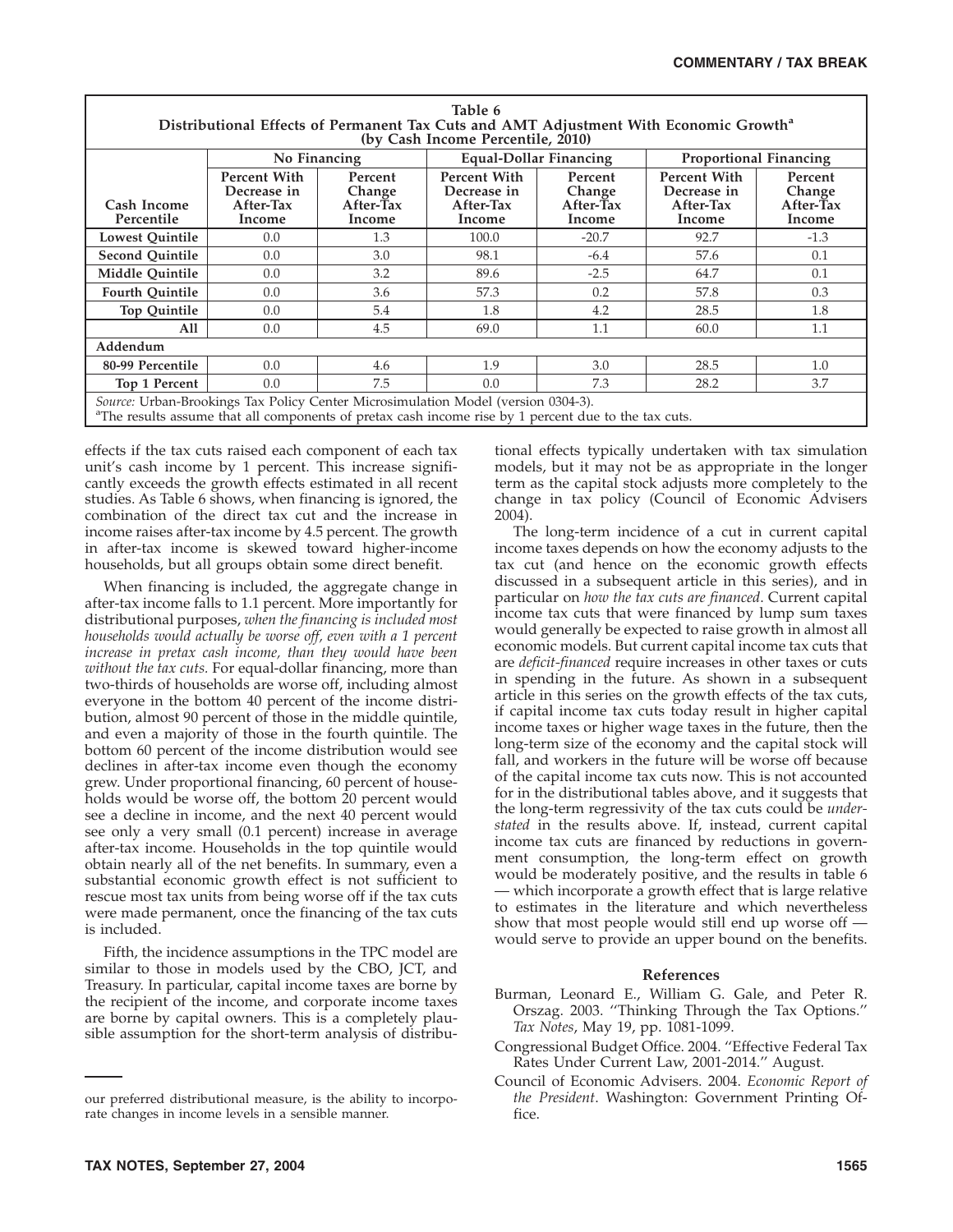| Table 6 Distributional Effects of Permanent Tax Cuts and AMT Adjustment With Economic Growth[a] (by Cash Income Percentile, 2010) | | | | | | |
|---|---|---|---|---|---|---|
| | No Financing | | Equal-Dollar Financing | | Proportional Financing | |
| Cash Income Percentile | Percent With Decrease in After-Tax Income | Percent Change After-Tax Income | Percent With Decrease in After-Tax Income | Percent Change After-Tax Income | Percent With Decrease in After-Tax Income | Percent Change After-Tax Income |
| Lowest Quintile | 0.0 | 1.3 | 100.0 | -20.7 | 92.7 | -1.3 |
| Second Quintile | 0.0 | 3.0 | 98.1 | -6.4 | 57.6 | 0.1 |
| Middle Quintile | 0.0 | 3.2 | 89.6 | -2.5 | 64.7 | 0.1 |
| Fourth Quintile | 0.0 | 3.6 | 57.3 | 0.2 | 57.8 | 0.3 |
| Top Quintile | 0.0 | 5.4 | 1.8 | 4.2 | 28.5 | 1.8 |
| All | 0.0 | 4.5 | 69.0 | 1.1 | 60.0 | 1.1 |
| Addendum | | | | | | |
| 80-99 Percentile | 0.0 | 4.6 | 1.9 | 3.0 | 28.5 | 1.0 |
| Top 1 Percent | 0.0 | 7.5 | 0.0 | 7.3 | 28.2 | 3.7 |

*Source:* Urban-Brookings Tax Policy Center Microsimulation Model (version 0304-3).
[a]The results assume that all components of pretax cash income rise by 1 percent due to the tax cuts.

effects if the tax cuts raised each component of each tax unit's cash income by 1 percent. This increase significantly exceeds the growth effects estimated in all recent studies. As Table 6 shows, when financing is ignored, the combination of the direct tax cut and the increase in income raises after-tax income by 4.5 percent. The growth in after-tax income is skewed toward higher-income households, but all groups obtain some direct benefit.

When financing is included, the aggregate change in after-tax income falls to 1.1 percent. More importantly for distributional purposes, *when the financing is included most households would actually be worse off, even with a 1 percent increase in pretax cash income, than they would have been without the tax cuts.* For equal-dollar financing, more than two-thirds of households are worse off, including almost everyone in the bottom 40 percent of the income distribution, almost 90 percent of those in the middle quintile, and even a majority of those in the fourth quintile. The bottom 60 percent of the income distribution would see declines in after-tax income even though the economy grew. Under proportional financing, 60 percent of households would be worse off, the bottom 20 percent would see a decline in income, and the next 40 percent would see only a very small (0.1 percent) increase in average after-tax income. Households in the top quintile would obtain nearly all of the net benefits. In summary, even a substantial economic growth effect is not sufficient to rescue most tax units from being worse off if the tax cuts were made permanent, once the financing of the tax cuts is included.

Fifth, the incidence assumptions in the TPC model are similar to those in models used by the CBO, JCT, and Treasury. In particular, capital income taxes are borne by the recipient of the income, and corporate income taxes are borne by capital owners. This is a completely plausible assumption for the short-term analysis of distributional effects typically undertaken with tax simulation models, but it may not be as appropriate in the longer term as the capital stock adjusts more completely to the change in tax policy (Council of Economic Advisers 2004).

The long-term incidence of a cut in current capital income taxes depends on how the economy adjusts to the tax cut (and hence on the economic growth effects discussed in a subsequent article in this series), and in particular on *how the tax cuts are financed*. Current capital income tax cuts that were financed by lump sum taxes would generally be expected to raise growth in almost all economic models. But current capital income tax cuts that are *deficit-financed* require increases in other taxes or cuts in spending in the future. As shown in a subsequent article in this series on the growth effects of the tax cuts, if capital income tax cuts today result in higher capital income taxes or higher wage taxes in the future, then the long-term size of the economy and the capital stock will fall, and workers in the future will be worse off because of the capital income tax cuts now. This is not accounted for in the distributional tables above, and it suggests that the long-term regressivity of the tax cuts could be *understated* in the results above. If, instead, current capital income tax cuts are financed by reductions in government consumption, the long-term effect on growth would be moderately positive, and the results in table 6 — which incorporate a growth effect that is large relative to estimates in the literature and which nevertheless show that most people would still end up worse off — would serve to provide an upper bound on the benefits.

---

our preferred distributional measure, is the ability to incorporate changes in income levels in a sensible manner.

## References

Burman, Leonard E., William G. Gale, and Peter R. Orszag. 2003. ''Thinking Through the Tax Options.'' *Tax Notes*, May 19, pp. 1081-1099.

Congressional Budget Office. 2004. ''Effective Federal Tax Rates Under Current Law, 2001-2014.'' August.

Council of Economic Advisers. 2004. *Economic Report of the President*. Washington: Government Printing Office.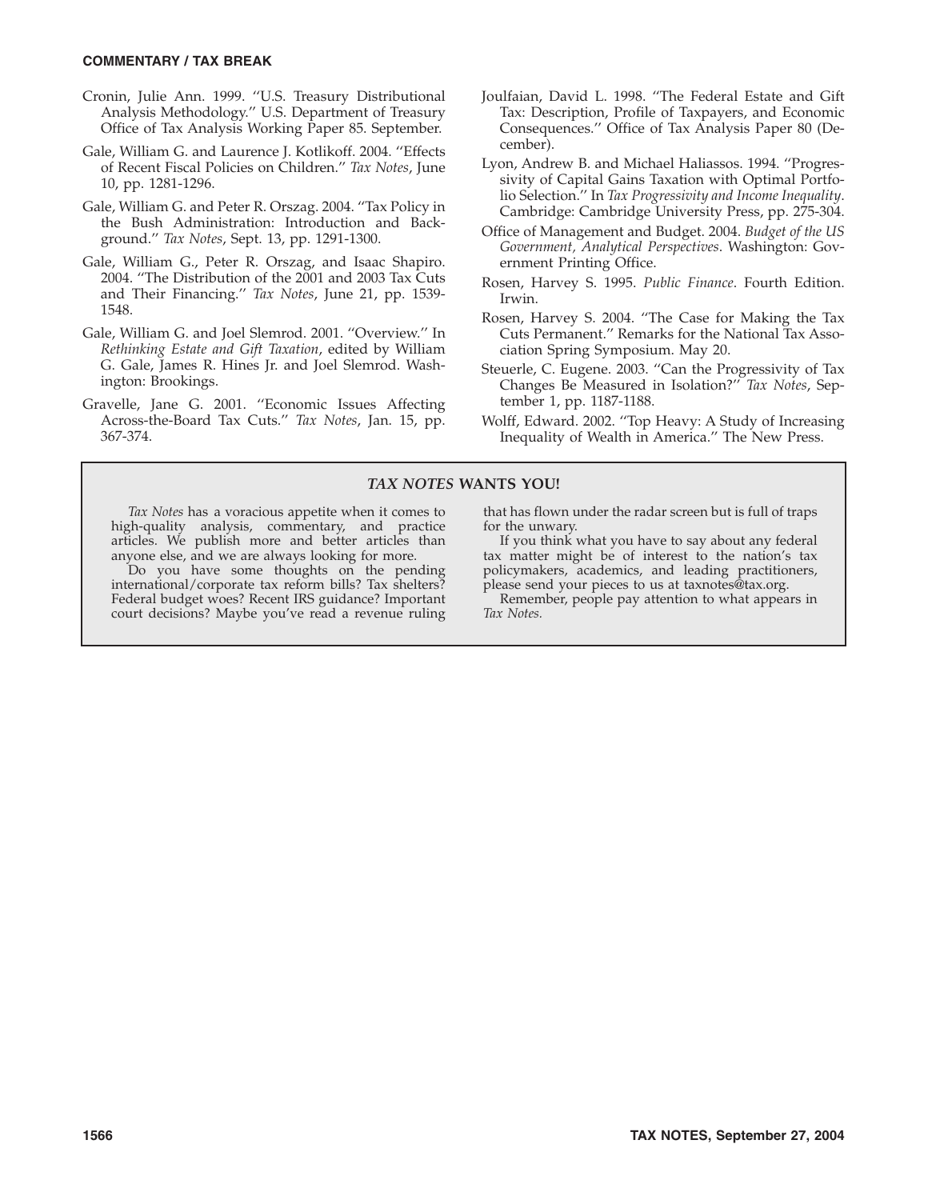Cronin, Julie Ann. 1999. ''U.S. Treasury Distributional Analysis Methodology.'' U.S. Department of Treasury Office of Tax Analysis Working Paper 85. September.

Gale, William G. and Laurence J. Kotlikoff. 2004. ''Effects of Recent Fiscal Policies on Children.'' *Tax Notes*, June 10, pp. 1281-1296.

Gale, William G. and Peter R. Orszag. 2004. ''Tax Policy in the Bush Administration: Introduction and Background.'' *Tax Notes*, Sept. 13, pp. 1291-1300.

Gale, William G., Peter R. Orszag, and Isaac Shapiro. 2004. ''The Distribution of the 2001 and 2003 Tax Cuts and Their Financing.'' *Tax Notes*, June 21, pp. 1539-1548.

Gale, William G. and Joel Slemrod. 2001. ''Overview.'' In *Rethinking Estate and Gift Taxation*, edited by William G. Gale, James R. Hines Jr. and Joel Slemrod. Washington: Brookings.

Gravelle, Jane G. 2001. ''Economic Issues Affecting Across-the-Board Tax Cuts.'' *Tax Notes*, Jan. 15, pp. 367-374.

Joulfaian, David L. 1998. ''The Federal Estate and Gift Tax: Description, Profile of Taxpayers, and Economic Consequences.'' Office of Tax Analysis Paper 80 (December).

Lyon, Andrew B. and Michael Haliassos. 1994. ''Progressivity of Capital Gains Taxation with Optimal Portfolio Selection.'' In *Tax Progressivity and Income Inequality*. Cambridge: Cambridge University Press, pp. 275-304.

Office of Management and Budget. 2004. *Budget of the US Government, Analytical Perspectives*. Washington: Government Printing Office.

Rosen, Harvey S. 1995. *Public Finance*. Fourth Edition. Irwin.

Rosen, Harvey S. 2004. ''The Case for Making the Tax Cuts Permanent.'' Remarks for the National Tax Association Spring Symposium. May 20.

Steuerle, C. Eugene. 2003. ''Can the Progressivity of Tax Changes Be Measured in Isolation?'' *Tax Notes*, September 1, pp. 1187-1188.

Wolff, Edward. 2002. ''Top Heavy: A Study of Increasing Inequality of Wealth in America.'' The New Press.

## *TAX NOTES* WANTS YOU!

*Tax Notes* has a voracious appetite when it comes to high-quality analysis, commentary, and practice articles. We publish more and better articles than anyone else, and we are always looking for more.

Do you have some thoughts on the pending international/corporate tax reform bills? Tax shelters? Federal budget woes? Recent IRS guidance? Important court decisions? Maybe you've read a revenue ruling that has flown under the radar screen but is full of traps for the unwary.

If you think what you have to say about any federal tax matter might be of interest to the nation's tax policymakers, academics, and leading practitioners, please send your pieces to us at taxnotes@tax.org.

Remember, people pay attention to what appears in *Tax Notes.*